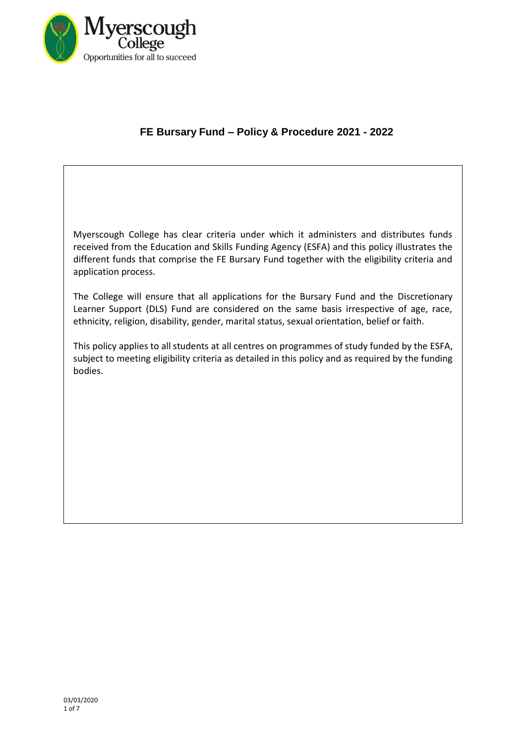Myerscough College
Opportunities for all to succeed

# FE Bursary Fund – Policy & Procedure 2021 - 2022

Myerscough College has clear criteria under which it administers and distributes funds received from the Education and Skills Funding Agency (ESFA) and this policy illustrates the different funds that comprise the FE Bursary Fund together with the eligibility criteria and application process.

The College will ensure that all applications for the Bursary Fund and the Discretionary Learner Support (DLS) Fund are considered on the same basis irrespective of age, race, ethnicity, religion, disability, gender, marital status, sexual orientation, belief or faith.

This policy applies to all students at all centres on programmes of study funded by the ESFA, subject to meeting eligibility criteria as detailed in this policy and as required by the funding bodies.

03/03/2020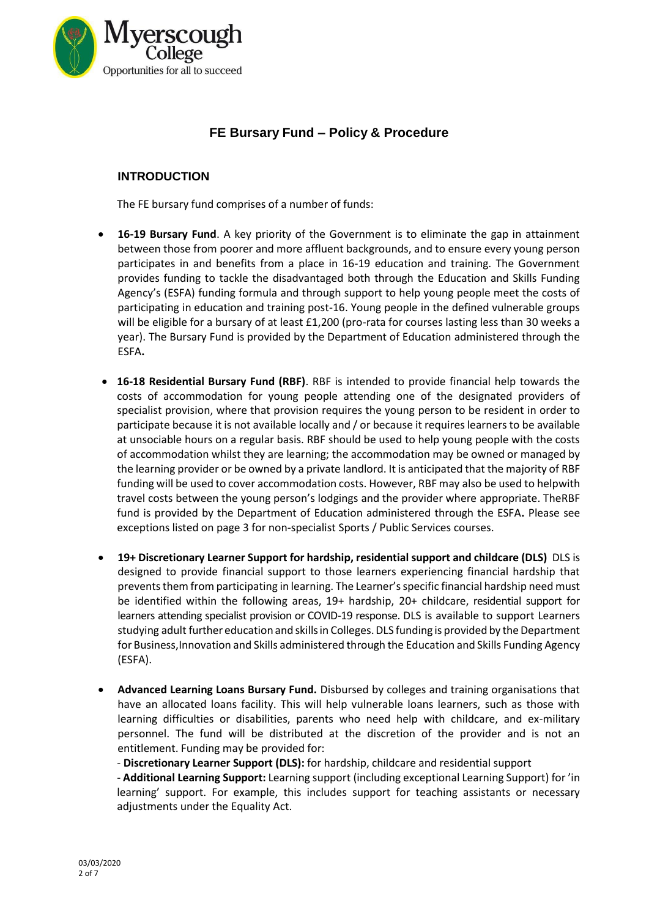## FE Bursary Fund – Policy & Procedure

### INTRODUCTION

The FE bursary fund comprises of a number of funds:

- **16-19 Bursary Fund**. A key priority of the Government is to eliminate the gap in attainment between those from poorer and more affluent backgrounds, and to ensure every young person participates in and benefits from a place in 16-19 education and training. The Government provides funding to tackle the disadvantaged both through the Education and Skills Funding Agency's (ESFA) funding formula and through support to help young people meet the costs of participating in education and training post-16. Young people in the defined vulnerable groups will be eligible for a bursary of at least £1,200 (pro-rata for courses lasting less than 30 weeks a year). The Bursary Fund is provided by the Department of Education administered through the ESFA**.**

- **16-18 Residential Bursary Fund (RBF)**. RBF is intended to provide financial help towards the costs of accommodation for young people attending one of the designated providers of specialist provision, where that provision requires the young person to be resident in order to participate because it is not available locally and / or because it requires learners to be available at unsociable hours on a regular basis. RBF should be used to help young people with the costs of accommodation whilst they are learning; the accommodation may be owned or managed by the learning provider or be owned by a private landlord. It is anticipated that the majority of RBF funding will be used to cover accommodation costs. However, RBF may also be used to helpwith travel costs between the young person's lodgings and the provider where appropriate. TheRBF fund is provided by the Department of Education administered through the ESFA**.** Please see exceptions listed on page 3 for non-specialist Sports / Public Services courses.

- **19+ Discretionary Learner Support for hardship, residential support and childcare (DLS)** DLS is designed to provide financial support to those learners experiencing financial hardship that prevents them from participating in learning. The Learner's specific financial hardship need must be identified within the following areas, 19+ hardship, 20+ childcare, residential support for learners attending specialist provision or COVID-19 response. DLS is available to support Learners studying adult further education and skills in Colleges. DLS funding is provided by the Department for Business,Innovation and Skills administered through the Education and Skills Funding Agency (ESFA).

- **Advanced Learning Loans Bursary Fund.** Disbursed by colleges and training organisations that have an allocated loans facility. This will help vulnerable loans learners, such as those with learning difficulties or disabilities, parents who need help with childcare, and ex-military personnel. The fund will be distributed at the discretion of the provider and is not an entitlement. Funding may be provided for:

  - **Discretionary Learner Support (DLS):** for hardship, childcare and residential support

  - **Additional Learning Support:** Learning support (including exceptional Learning Support) for 'in learning' support. For example, this includes support for teaching assistants or necessary adjustments under the Equality Act.

03/03/2020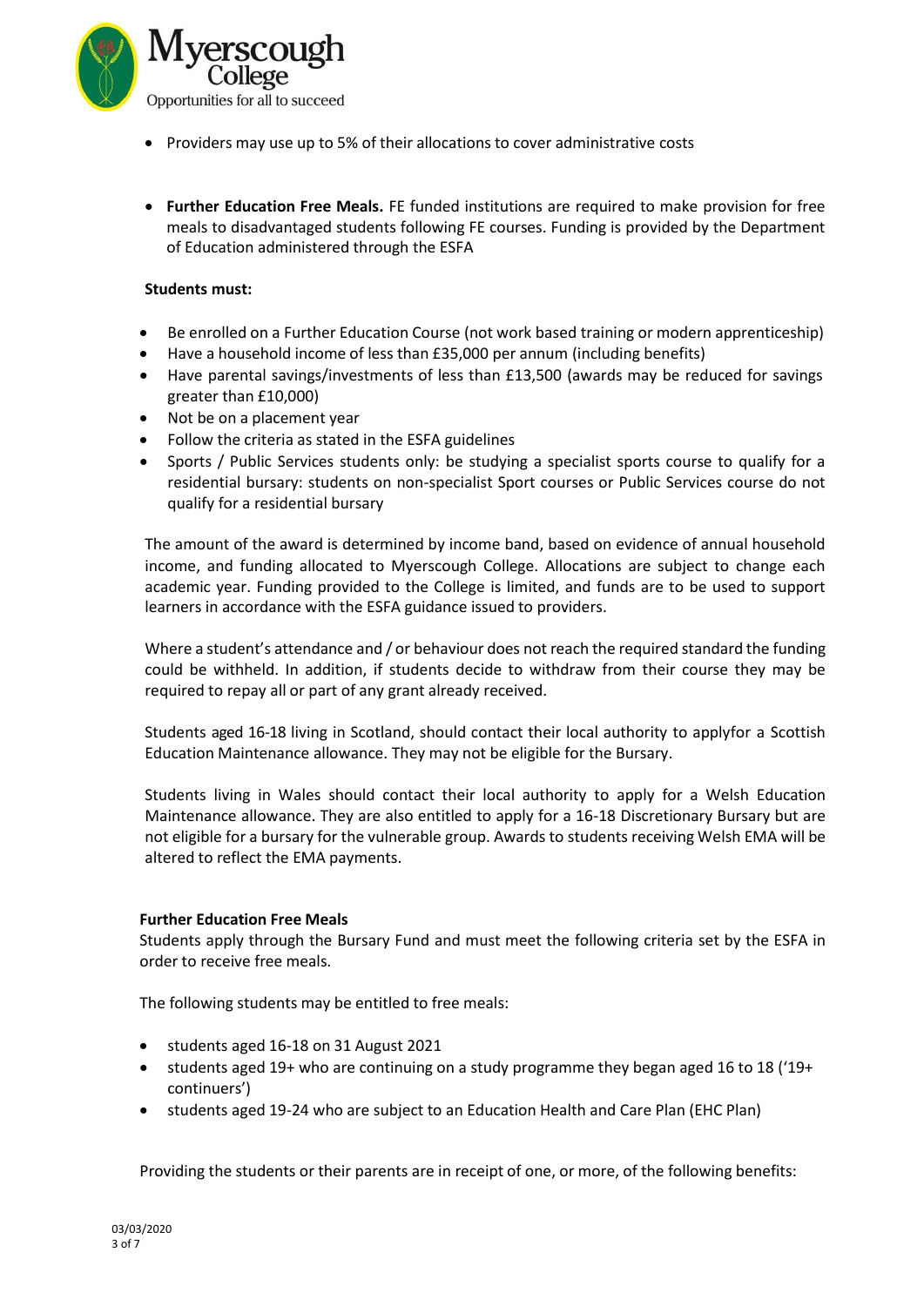- Providers may use up to 5% of their allocations to cover administrative costs

- **Further Education Free Meals.** FE funded institutions are required to make provision for free meals to disadvantaged students following FE courses. Funding is provided by the Department of Education administered through the ESFA

**Students must:**

- Be enrolled on a Further Education Course (not work based training or modern apprenticeship)
- Have a household income of less than £35,000 per annum (including benefits)
- Have parental savings/investments of less than £13,500 (awards may be reduced for savings greater than £10,000)
- Not be on a placement year
- Follow the criteria as stated in the ESFA guidelines
- Sports / Public Services students only: be studying a specialist sports course to qualify for a residential bursary: students on non-specialist Sport courses or Public Services course do not qualify for a residential bursary

The amount of the award is determined by income band, based on evidence of annual household income, and funding allocated to Myerscough College. Allocations are subject to change each academic year. Funding provided to the College is limited, and funds are to be used to support learners in accordance with the ESFA guidance issued to providers.

Where a student's attendance and / or behaviour does not reach the required standard the funding could be withheld. In addition, if students decide to withdraw from their course they may be required to repay all or part of any grant already received.

Students aged 16-18 living in Scotland, should contact their local authority to applyfor a Scottish Education Maintenance allowance. They may not be eligible for the Bursary.

Students living in Wales should contact their local authority to apply for a Welsh Education Maintenance allowance. They are also entitled to apply for a 16-18 Discretionary Bursary but are not eligible for a bursary for the vulnerable group. Awards to students receiving Welsh EMA will be altered to reflect the EMA payments.

**Further Education Free Meals**

Students apply through the Bursary Fund and must meet the following criteria set by the ESFA in order to receive free meals.

The following students may be entitled to free meals:

- students aged 16-18 on 31 August 2021
- students aged 19+ who are continuing on a study programme they began aged 16 to 18 ('19+ continuers')
- students aged 19-24 who are subject to an Education Health and Care Plan (EHC Plan)

Providing the students or their parents are in receipt of one, or more, of the following benefits: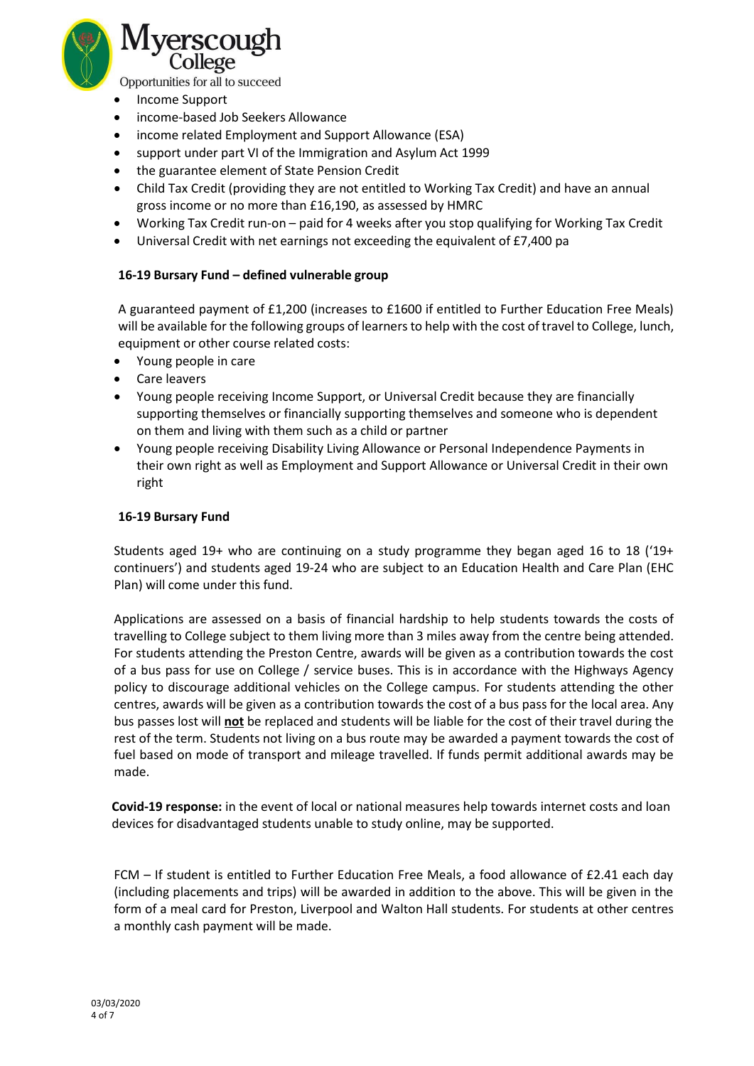- Income Support
- income-based Job Seekers Allowance
- income related Employment and Support Allowance (ESA)
- support under part VI of the Immigration and Asylum Act 1999
- the guarantee element of State Pension Credit
- Child Tax Credit (providing they are not entitled to Working Tax Credit) and have an annual gross income or no more than £16,190, as assessed by HMRC
- Working Tax Credit run-on – paid for 4 weeks after you stop qualifying for Working Tax Credit
- Universal Credit with net earnings not exceeding the equivalent of £7,400 pa

**16-19 Bursary Fund – defined vulnerable group**

A guaranteed payment of £1,200 (increases to £1600 if entitled to Further Education Free Meals) will be available for the following groups of learners to help with the cost of travel to College, lunch, equipment or other course related costs:

- Young people in care
- Care leavers
- Young people receiving Income Support, or Universal Credit because they are financially supporting themselves or financially supporting themselves and someone who is dependent on them and living with them such as a child or partner
- Young people receiving Disability Living Allowance or Personal Independence Payments in their own right as well as Employment and Support Allowance or Universal Credit in their own right

**16-19 Bursary Fund**

Students aged 19+ who are continuing on a study programme they began aged 16 to 18 ('19+ continuers') and students aged 19-24 who are subject to an Education Health and Care Plan (EHC Plan) will come under this fund.

Applications are assessed on a basis of financial hardship to help students towards the costs of travelling to College subject to them living more than 3 miles away from the centre being attended. For students attending the Preston Centre, awards will be given as a contribution towards the cost of a bus pass for use on College / service buses. This is in accordance with the Highways Agency policy to discourage additional vehicles on the College campus. For students attending the other centres, awards will be given as a contribution towards the cost of a bus pass for the local area. Any bus passes lost will **not** be replaced and students will be liable for the cost of their travel during the rest of the term. Students not living on a bus route may be awarded a payment towards the cost of fuel based on mode of transport and mileage travelled. If funds permit additional awards may be made.

**Covid-19 response:** in the event of local or national measures help towards internet costs and loan devices for disadvantaged students unable to study online, may be supported.

FCM – If student is entitled to Further Education Free Meals, a food allowance of £2.41 each day (including placements and trips) will be awarded in addition to the above. This will be given in the form of a meal card for Preston, Liverpool and Walton Hall students. For students at other centres a monthly cash payment will be made.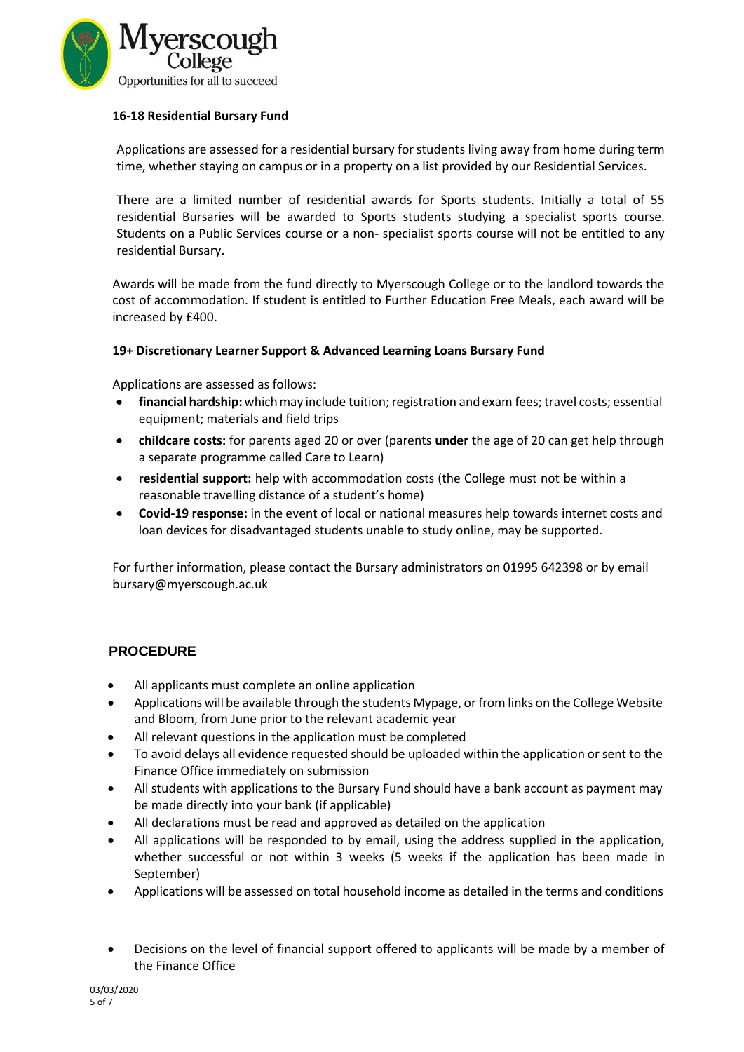**16-18 Residential Bursary Fund**

Applications are assessed for a residential bursary for students living away from home during term time, whether staying on campus or in a property on a list provided by our Residential Services.

There are a limited number of residential awards for Sports students. Initially a total of 55 residential Bursaries will be awarded to Sports students studying a specialist sports course. Students on a Public Services course or a non- specialist sports course will not be entitled to any residential Bursary.

Awards will be made from the fund directly to Myerscough College or to the landlord towards the cost of accommodation. If student is entitled to Further Education Free Meals, each award will be increased by £400.

**19+ Discretionary Learner Support & Advanced Learning Loans Bursary Fund**

Applications are assessed as follows:

- **financial hardship:** which may include tuition; registration and exam fees; travel costs; essential equipment; materials and field trips
- **childcare costs:** for parents aged 20 or over (parents **under** the age of 20 can get help through a separate programme called Care to Learn)
- **residential support:** help with accommodation costs (the College must not be within a reasonable travelling distance of a student's home)
- **Covid-19 response:** in the event of local or national measures help towards internet costs and loan devices for disadvantaged students unable to study online, may be supported.

For further information, please contact the Bursary administrators on 01995 642398 or by email bursary@myerscough.ac.uk

## PROCEDURE

- All applicants must complete an online application
- Applications will be available through the students Mypage, or from links on the College Website and Bloom, from June prior to the relevant academic year
- All relevant questions in the application must be completed
- To avoid delays all evidence requested should be uploaded within the application or sent to the Finance Office immediately on submission
- All students with applications to the Bursary Fund should have a bank account as payment may be made directly into your bank (if applicable)
- All declarations must be read and approved as detailed on the application
- All applications will be responded to by email, using the address supplied in the application, whether successful or not within 3 weeks (5 weeks if the application has been made in September)
- Applications will be assessed on total household income as detailed in the terms and conditions
- Decisions on the level of financial support offered to applicants will be made by a member of the Finance Office

03/03/2020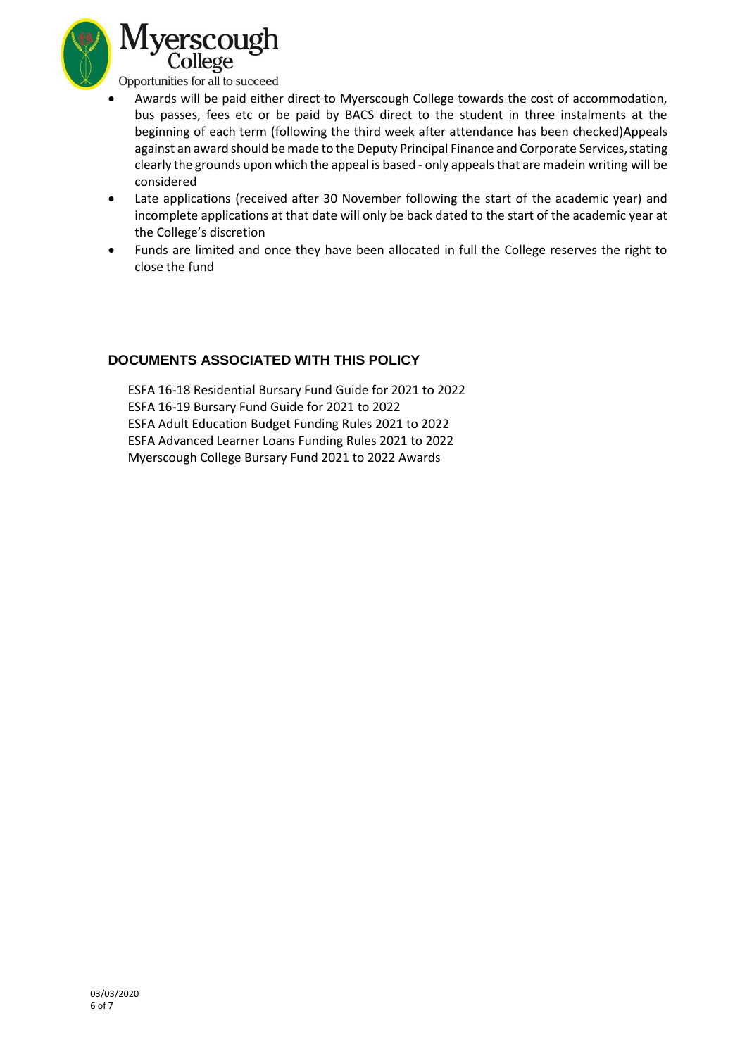- Awards will be paid either direct to Myerscough College towards the cost of accommodation, bus passes, fees etc or be paid by BACS direct to the student in three instalments at the beginning of each term (following the third week after attendance has been checked)Appeals against an award should be made to the Deputy Principal Finance and Corporate Services, stating clearly the grounds upon which the appeal is based - only appeals that are madein writing will be considered
- Late applications (received after 30 November following the start of the academic year) and incomplete applications at that date will only be back dated to the start of the academic year at the College's discretion
- Funds are limited and once they have been allocated in full the College reserves the right to close the fund

## DOCUMENTS ASSOCIATED WITH THIS POLICY

ESFA 16-18 Residential Bursary Fund Guide for 2021 to 2022
ESFA 16-19 Bursary Fund Guide for 2021 to 2022
ESFA Adult Education Budget Funding Rules 2021 to 2022
ESFA Advanced Learner Loans Funding Rules 2021 to 2022
Myerscough College Bursary Fund 2021 to 2022 Awards

03/03/2020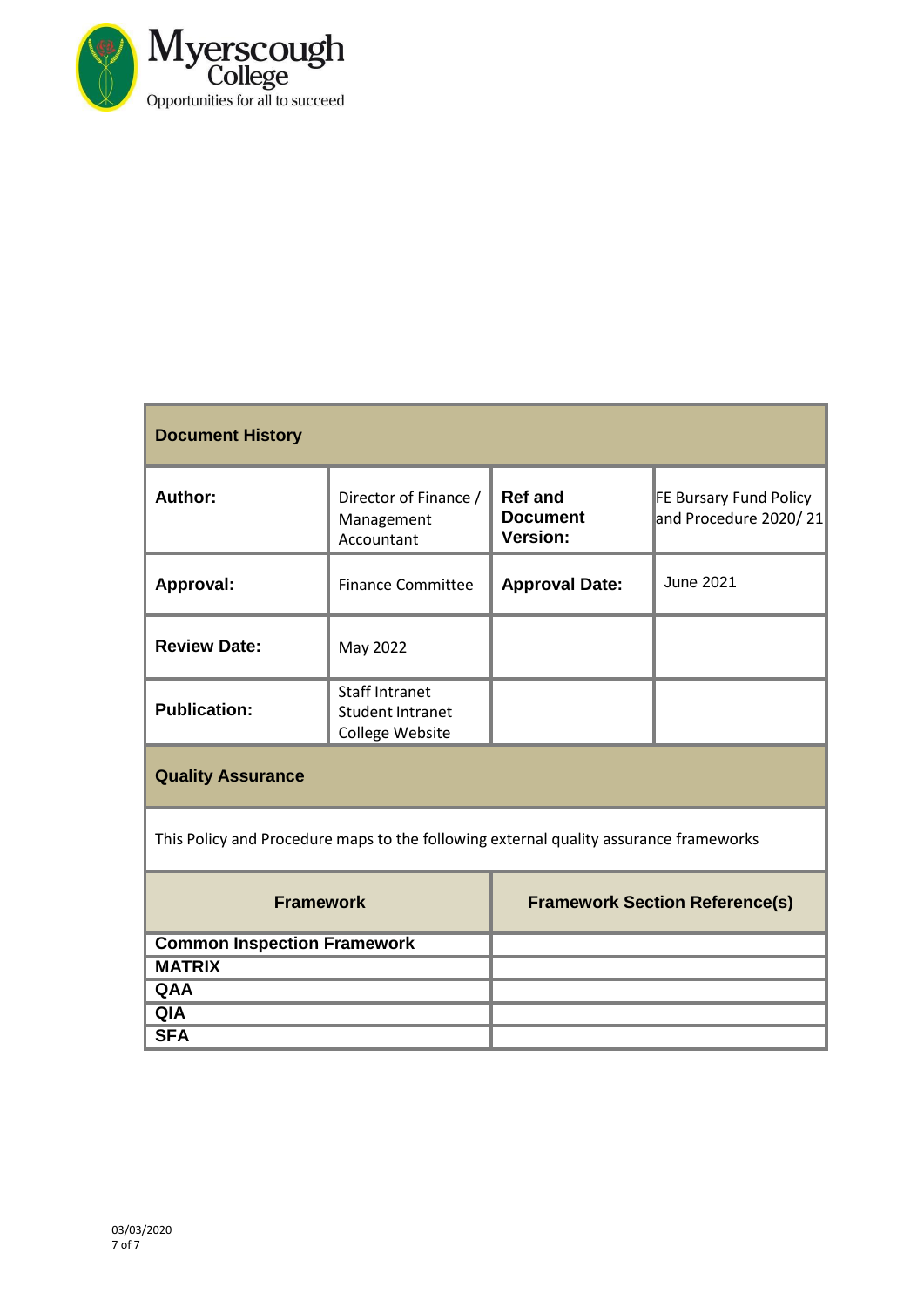Myerscough College
Opportunities for all to succeed

| Document History | | | |
|---|---|---|---|
| **Author:** | Director of Finance / Management Accountant | **Ref and Document Version:** | FE Bursary Fund Policy and Procedure 2020/ 21 |
| **Approval:** | Finance Committee | **Approval Date:** | June 2021 |
| **Review Date:** | May 2022 | | |
| **Publication:** | Staff Intranet<br>Student Intranet<br>College Website | | |

**Quality Assurance**

This Policy and Procedure maps to the following external quality assurance frameworks

| Framework | Framework Section Reference(s) |
|---|---|
| **Common Inspection Framework** | |
| **MATRIX** | |
| **QAA** | |
| **QIA** | |
| **SFA** | |

03/03/2020